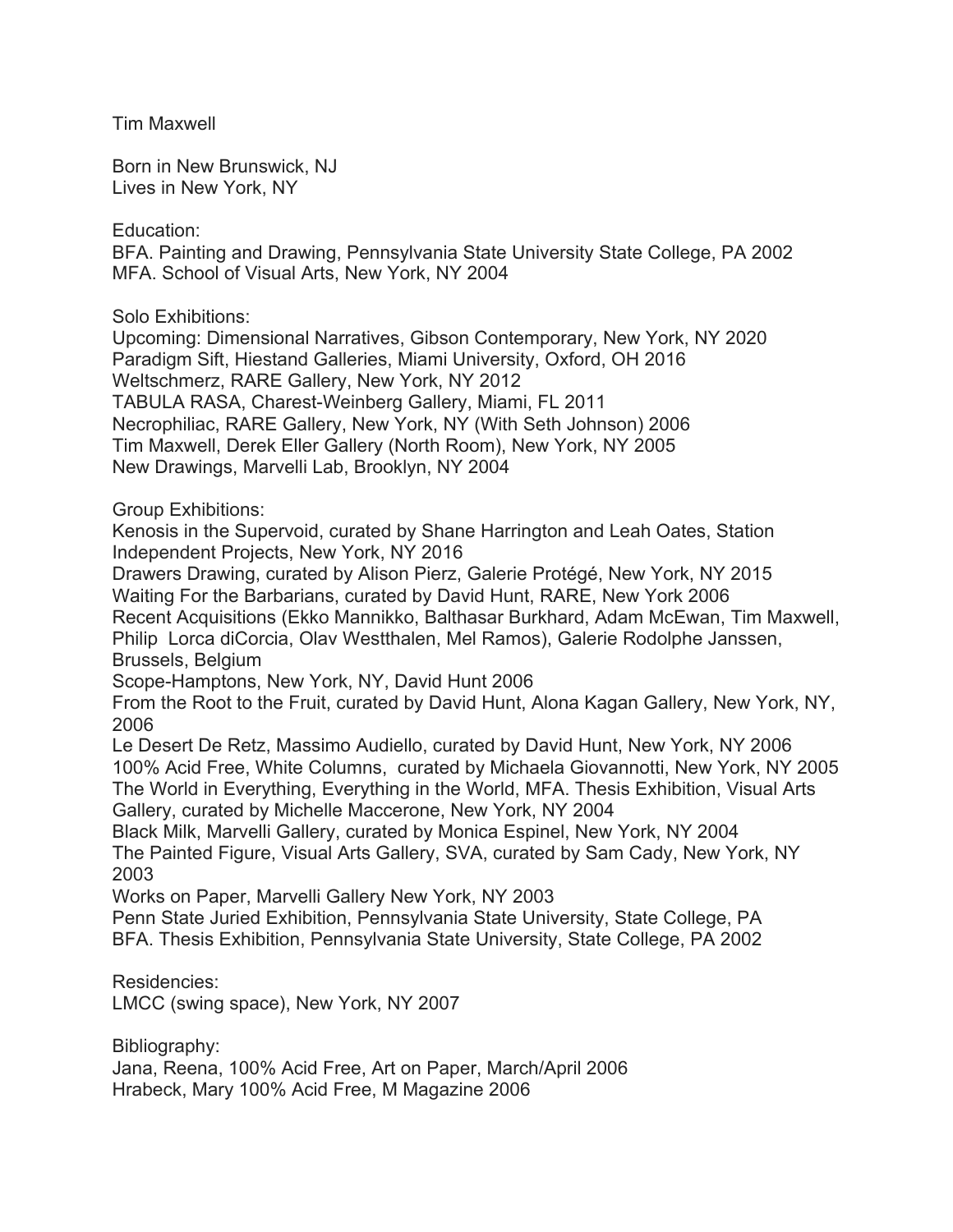Tim Maxwell

Born in New Brunswick, NJ
Lives in New York, NY

Education:
BFA. Painting and Drawing, Pennsylvania State University State College, PA 2002
MFA. School of Visual Arts, New York, NY 2004

Solo Exhibitions:
Upcoming: Dimensional Narratives, Gibson Contemporary, New York, NY 2020
Paradigm Sift, Hiestand Galleries, Miami University, Oxford, OH 2016
Weltschmerz, RARE Gallery, New York, NY 2012
TABULA RASA, Charest-Weinberg Gallery, Miami, FL 2011
Necrophiliac, RARE Gallery, New York, NY (With Seth Johnson) 2006
Tim Maxwell, Derek Eller Gallery (North Room), New York, NY 2005
New Drawings, Marvelli Lab, Brooklyn, NY 2004

Group Exhibitions:
Kenosis in the Supervoid, curated by Shane Harrington and Leah Oates, Station Independent Projects, New York, NY 2016
Drawers Drawing, curated by Alison Pierz, Galerie Protégé, New York, NY 2015
Waiting For the Barbarians, curated by David Hunt, RARE, New York 2006
Recent Acquisitions (Ekko Mannikko, Balthasar Burkhard, Adam McEwan, Tim Maxwell, Philip Lorca diCorcia, Olav Westthalen, Mel Ramos), Galerie Rodolphe Janssen, Brussels, Belgium
Scope-Hamptons, New York, NY, David Hunt 2006
From the Root to the Fruit, curated by David Hunt, Alona Kagan Gallery, New York, NY, 2006
Le Desert De Retz, Massimo Audiello, curated by David Hunt, New York, NY 2006
100% Acid Free, White Columns, curated by Michaela Giovannotti, New York, NY 2005
The World in Everything, Everything in the World, MFA. Thesis Exhibition, Visual Arts Gallery, curated by Michelle Maccerone, New York, NY 2004
Black Milk, Marvelli Gallery, curated by Monica Espinel, New York, NY 2004
The Painted Figure, Visual Arts Gallery, SVA, curated by Sam Cady, New York, NY 2003
Works on Paper, Marvelli Gallery New York, NY 2003
Penn State Juried Exhibition, Pennsylvania State University, State College, PA
BFA. Thesis Exhibition, Pennsylvania State University, State College, PA 2002

Residencies:
LMCC (swing space), New York, NY 2007

Bibliography:
Jana, Reena, 100% Acid Free, Art on Paper, March/April 2006
Hrabeck, Mary 100% Acid Free, M Magazine 2006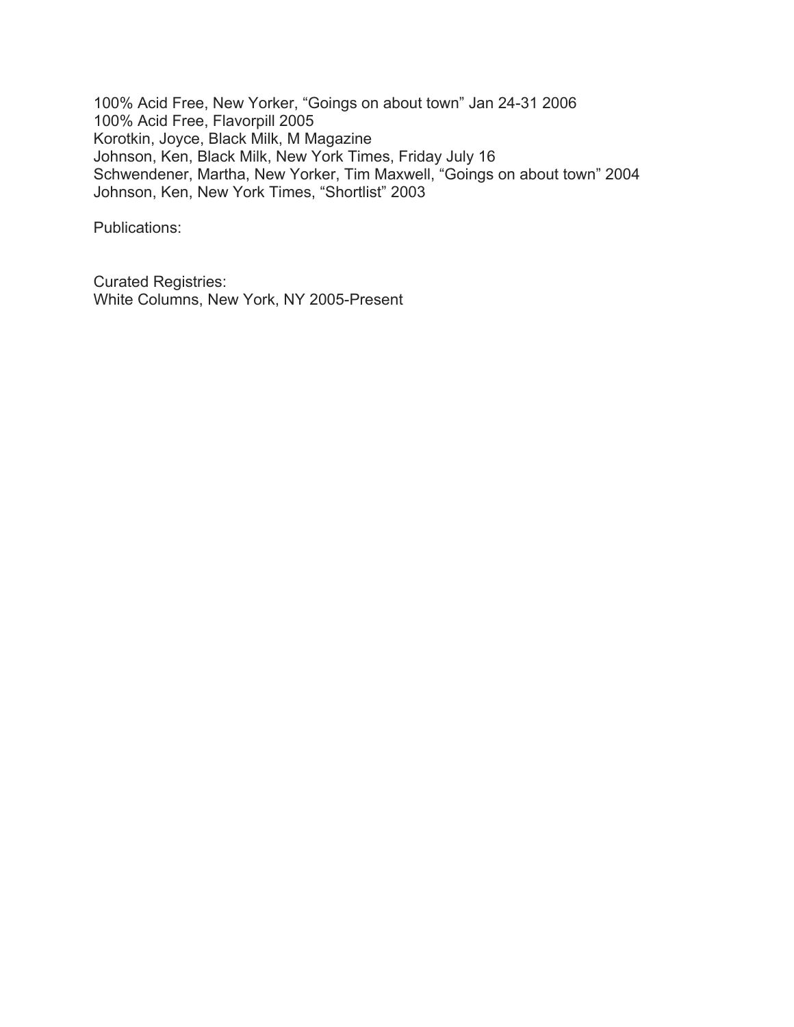100% Acid Free, New Yorker, “Goings on about town” Jan 24-31 2006
100% Acid Free, Flavorpill 2005
Korotkin, Joyce, Black Milk, M Magazine
Johnson, Ken, Black Milk, New York Times, Friday July 16
Schwendener, Martha, New Yorker, Tim Maxwell, “Goings on about town” 2004
Johnson, Ken, New York Times, “Shortlist” 2003

Publications:

Curated Registries:
White Columns, New York, NY 2005-Present